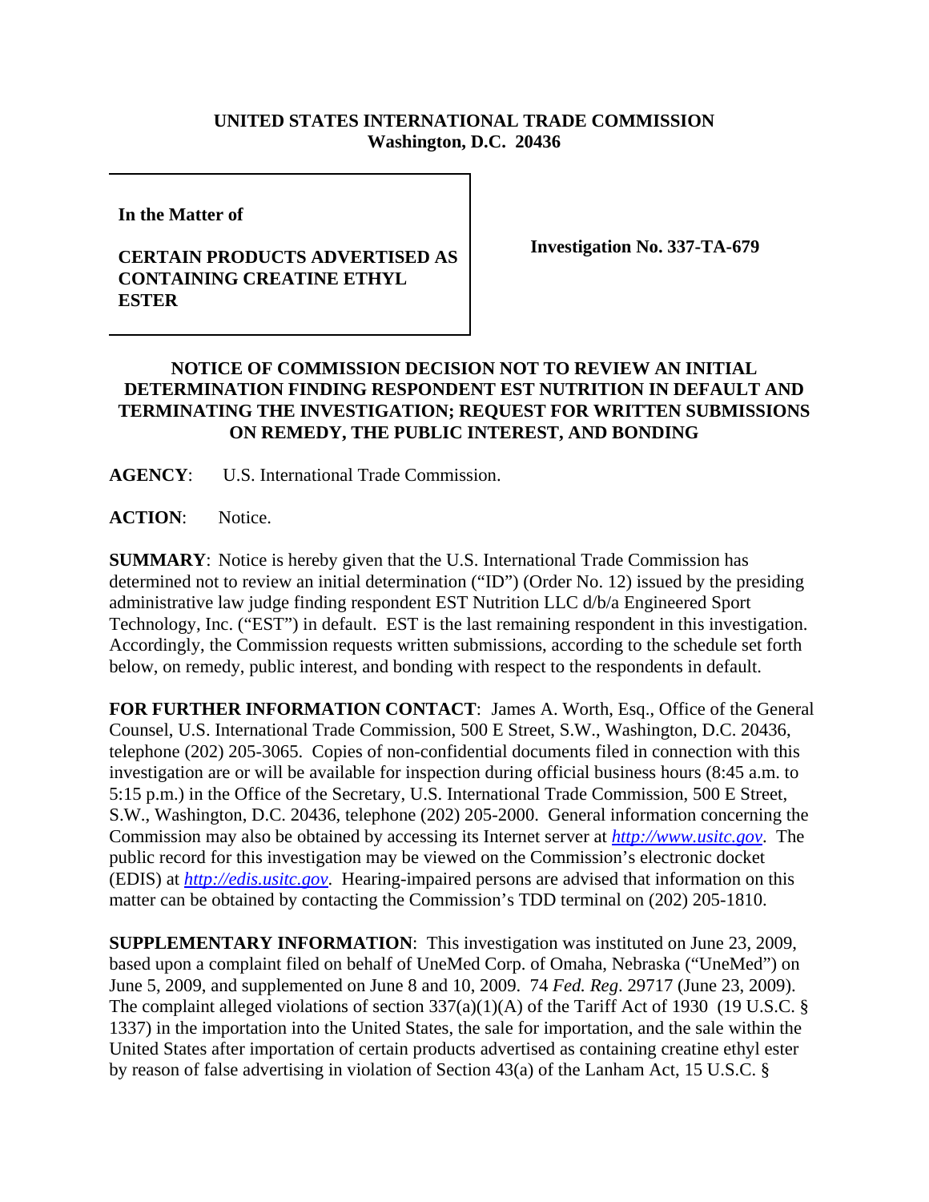**UNITED STATES INTERNATIONAL TRADE COMMISSION**
**Washington, D.C. 20436**

| In the Matter of | |
|---|---|
| **CERTAIN PRODUCTS ADVERTISED AS CONTAINING CREATINE ETHYL ESTER** | **Investigation No. 337-TA-679** |

## NOTICE OF COMMISSION DECISION NOT TO REVIEW AN INITIAL DETERMINATION FINDING RESPONDENT EST NUTRITION IN DEFAULT AND TERMINATING THE INVESTIGATION; REQUEST FOR WRITTEN SUBMISSIONS ON REMEDY, THE PUBLIC INTEREST, AND BONDING

**AGENCY**: U.S. International Trade Commission.

**ACTION**: Notice.

**SUMMARY**: Notice is hereby given that the U.S. International Trade Commission has determined not to review an initial determination ("ID") (Order No. 12) issued by the presiding administrative law judge finding respondent EST Nutrition LLC d/b/a Engineered Sport Technology, Inc. ("EST") in default. EST is the last remaining respondent in this investigation. Accordingly, the Commission requests written submissions, according to the schedule set forth below, on remedy, public interest, and bonding with respect to the respondents in default.

**FOR FURTHER INFORMATION CONTACT**: James A. Worth, Esq., Office of the General Counsel, U.S. International Trade Commission, 500 E Street, S.W., Washington, D.C. 20436, telephone (202) 205-3065. Copies of non-confidential documents filed in connection with this investigation are or will be available for inspection during official business hours (8:45 a.m. to 5:15 p.m.) in the Office of the Secretary, U.S. International Trade Commission, 500 E Street, S.W., Washington, D.C. 20436, telephone (202) 205-2000. General information concerning the Commission may also be obtained by accessing its Internet server at *http://www.usitc.gov*. The public record for this investigation may be viewed on the Commission's electronic docket (EDIS) at *http://edis.usitc.gov*. Hearing-impaired persons are advised that information on this matter can be obtained by contacting the Commission's TDD terminal on (202) 205-1810.

**SUPPLEMENTARY INFORMATION**: This investigation was instituted on June 23, 2009, based upon a complaint filed on behalf of UneMed Corp. of Omaha, Nebraska ("UneMed") on June 5, 2009, and supplemented on June 8 and 10, 2009. 74 *Fed. Reg*. 29717 (June 23, 2009). The complaint alleged violations of section 337(a)(1)(A) of the Tariff Act of 1930 (19 U.S.C. § 1337) in the importation into the United States, the sale for importation, and the sale within the United States after importation of certain products advertised as containing creatine ethyl ester by reason of false advertising in violation of Section 43(a) of the Lanham Act, 15 U.S.C. §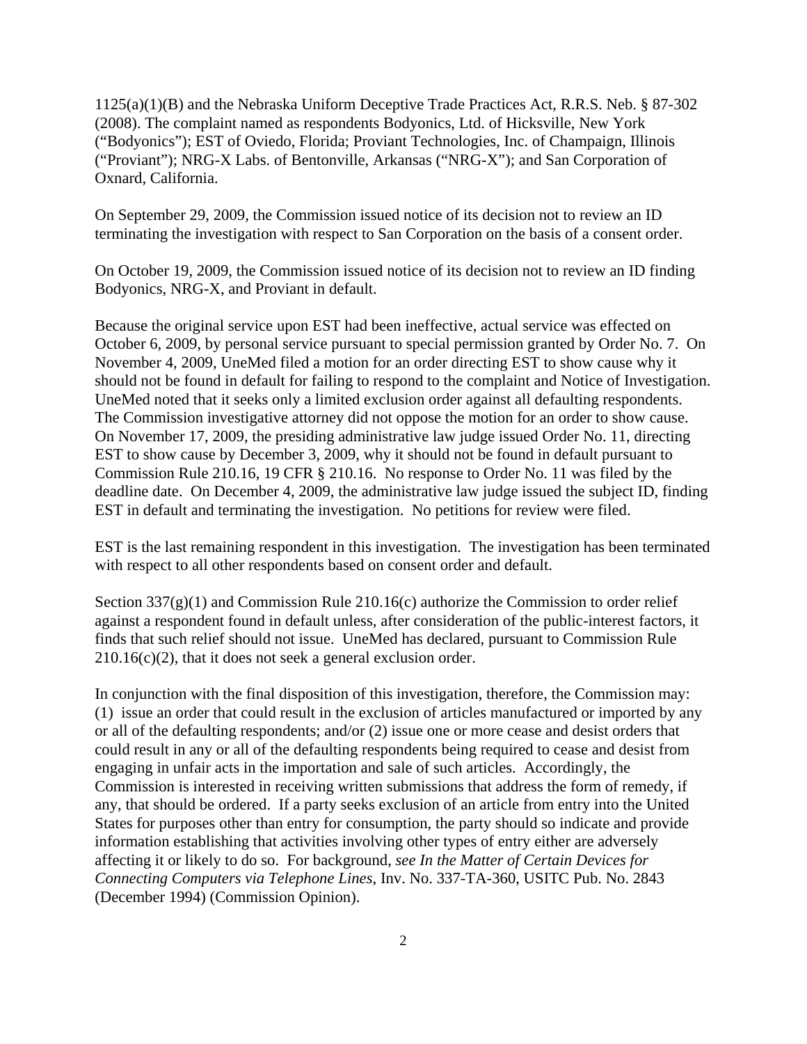1125(a)(1)(B) and the Nebraska Uniform Deceptive Trade Practices Act, R.R.S. Neb. § 87-302 (2008). The complaint named as respondents Bodyonics, Ltd. of Hicksville, New York ("Bodyonics"); EST of Oviedo, Florida; Proviant Technologies, Inc. of Champaign, Illinois ("Proviant"); NRG-X Labs. of Bentonville, Arkansas ("NRG-X"); and San Corporation of Oxnard, California.

On September 29, 2009, the Commission issued notice of its decision not to review an ID terminating the investigation with respect to San Corporation on the basis of a consent order.

On October 19, 2009, the Commission issued notice of its decision not to review an ID finding Bodyonics, NRG-X, and Proviant in default.

Because the original service upon EST had been ineffective, actual service was effected on October 6, 2009, by personal service pursuant to special permission granted by Order No. 7. On November 4, 2009, UneMed filed a motion for an order directing EST to show cause why it should not be found in default for failing to respond to the complaint and Notice of Investigation. UneMed noted that it seeks only a limited exclusion order against all defaulting respondents. The Commission investigative attorney did not oppose the motion for an order to show cause. On November 17, 2009, the presiding administrative law judge issued Order No. 11, directing EST to show cause by December 3, 2009, why it should not be found in default pursuant to Commission Rule 210.16, 19 CFR § 210.16. No response to Order No. 11 was filed by the deadline date. On December 4, 2009, the administrative law judge issued the subject ID, finding EST in default and terminating the investigation. No petitions for review were filed.

EST is the last remaining respondent in this investigation. The investigation has been terminated with respect to all other respondents based on consent order and default.

Section 337(g)(1) and Commission Rule 210.16(c) authorize the Commission to order relief against a respondent found in default unless, after consideration of the public-interest factors, it finds that such relief should not issue. UneMed has declared, pursuant to Commission Rule 210.16(c)(2), that it does not seek a general exclusion order.

In conjunction with the final disposition of this investigation, therefore, the Commission may: (1) issue an order that could result in the exclusion of articles manufactured or imported by any or all of the defaulting respondents; and/or (2) issue one or more cease and desist orders that could result in any or all of the defaulting respondents being required to cease and desist from engaging in unfair acts in the importation and sale of such articles. Accordingly, the Commission is interested in receiving written submissions that address the form of remedy, if any, that should be ordered. If a party seeks exclusion of an article from entry into the United States for purposes other than entry for consumption, the party should so indicate and provide information establishing that activities involving other types of entry either are adversely affecting it or likely to do so. For background, *see In the Matter of Certain Devices for Connecting Computers via Telephone Lines*, Inv. No. 337-TA-360, USITC Pub. No. 2843 (December 1994) (Commission Opinion).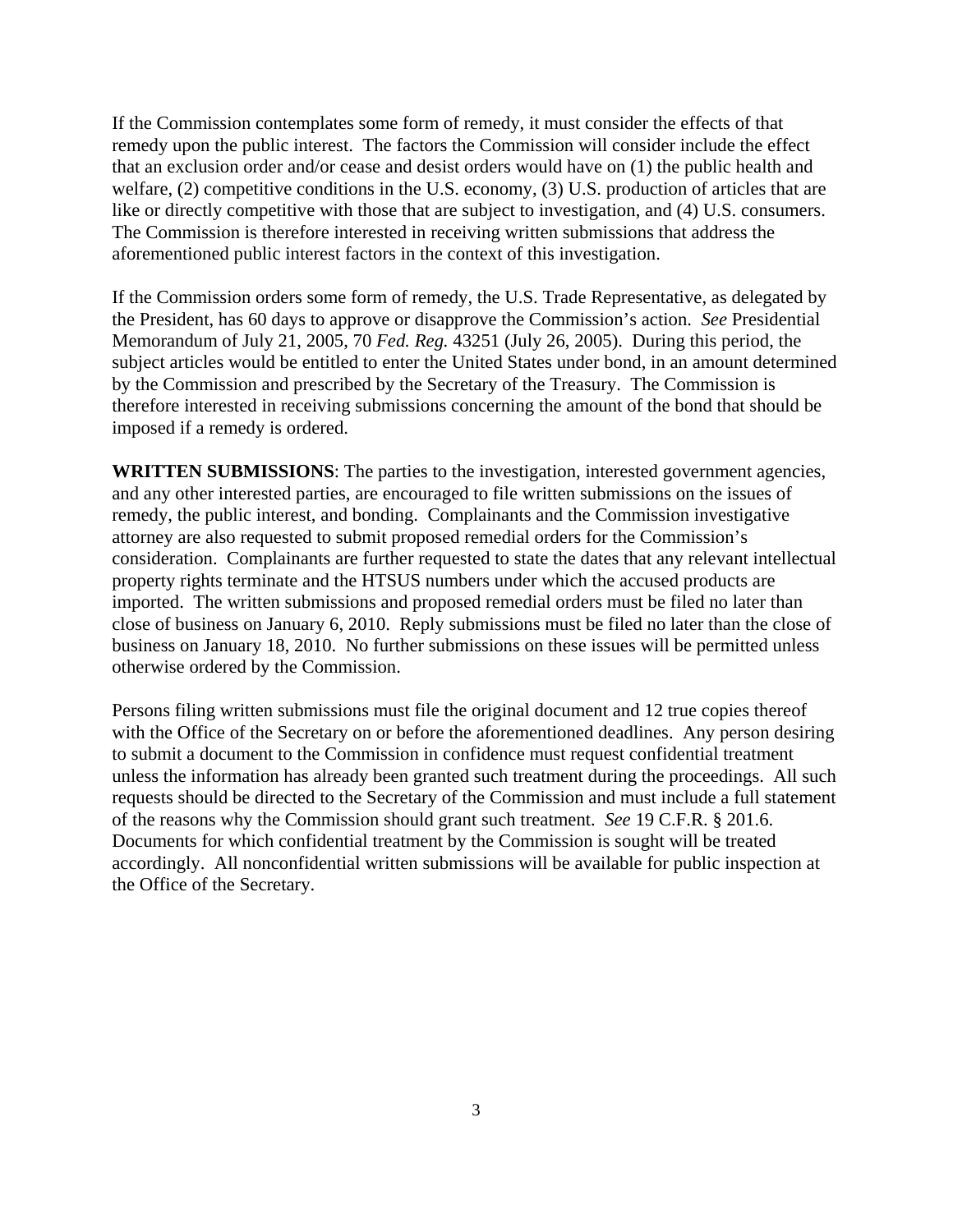If the Commission contemplates some form of remedy, it must consider the effects of that remedy upon the public interest. The factors the Commission will consider include the effect that an exclusion order and/or cease and desist orders would have on (1) the public health and welfare, (2) competitive conditions in the U.S. economy, (3) U.S. production of articles that are like or directly competitive with those that are subject to investigation, and (4) U.S. consumers. The Commission is therefore interested in receiving written submissions that address the aforementioned public interest factors in the context of this investigation.

If the Commission orders some form of remedy, the U.S. Trade Representative, as delegated by the President, has 60 days to approve or disapprove the Commission's action. *See* Presidential Memorandum of July 21, 2005, 70 *Fed. Reg.* 43251 (July 26, 2005). During this period, the subject articles would be entitled to enter the United States under bond, in an amount determined by the Commission and prescribed by the Secretary of the Treasury. The Commission is therefore interested in receiving submissions concerning the amount of the bond that should be imposed if a remedy is ordered.

**WRITTEN SUBMISSIONS**: The parties to the investigation, interested government agencies, and any other interested parties, are encouraged to file written submissions on the issues of remedy, the public interest, and bonding. Complainants and the Commission investigative attorney are also requested to submit proposed remedial orders for the Commission's consideration. Complainants are further requested to state the dates that any relevant intellectual property rights terminate and the HTSUS numbers under which the accused products are imported. The written submissions and proposed remedial orders must be filed no later than close of business on January 6, 2010. Reply submissions must be filed no later than the close of business on January 18, 2010. No further submissions on these issues will be permitted unless otherwise ordered by the Commission.

Persons filing written submissions must file the original document and 12 true copies thereof with the Office of the Secretary on or before the aforementioned deadlines. Any person desiring to submit a document to the Commission in confidence must request confidential treatment unless the information has already been granted such treatment during the proceedings. All such requests should be directed to the Secretary of the Commission and must include a full statement of the reasons why the Commission should grant such treatment. *See* 19 C.F.R. § 201.6. Documents for which confidential treatment by the Commission is sought will be treated accordingly. All nonconfidential written submissions will be available for public inspection at the Office of the Secretary.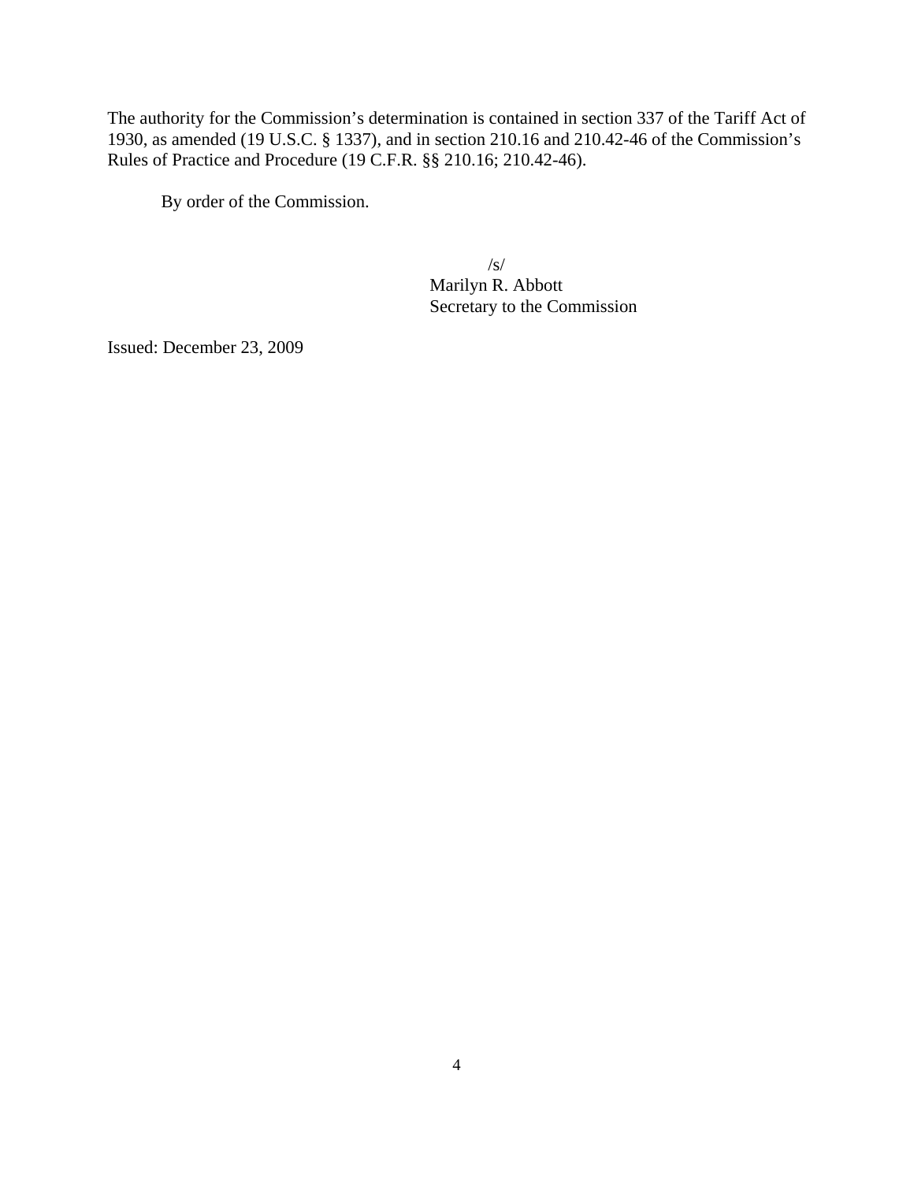The authority for the Commission's determination is contained in section 337 of the Tariff Act of 1930, as amended (19 U.S.C. § 1337), and in section 210.16 and 210.42-46 of the Commission's Rules of Practice and Procedure (19 C.F.R. §§ 210.16; 210.42-46).

By order of the Commission.

/s/
Marilyn R. Abbott
Secretary to the Commission

Issued: December 23, 2009